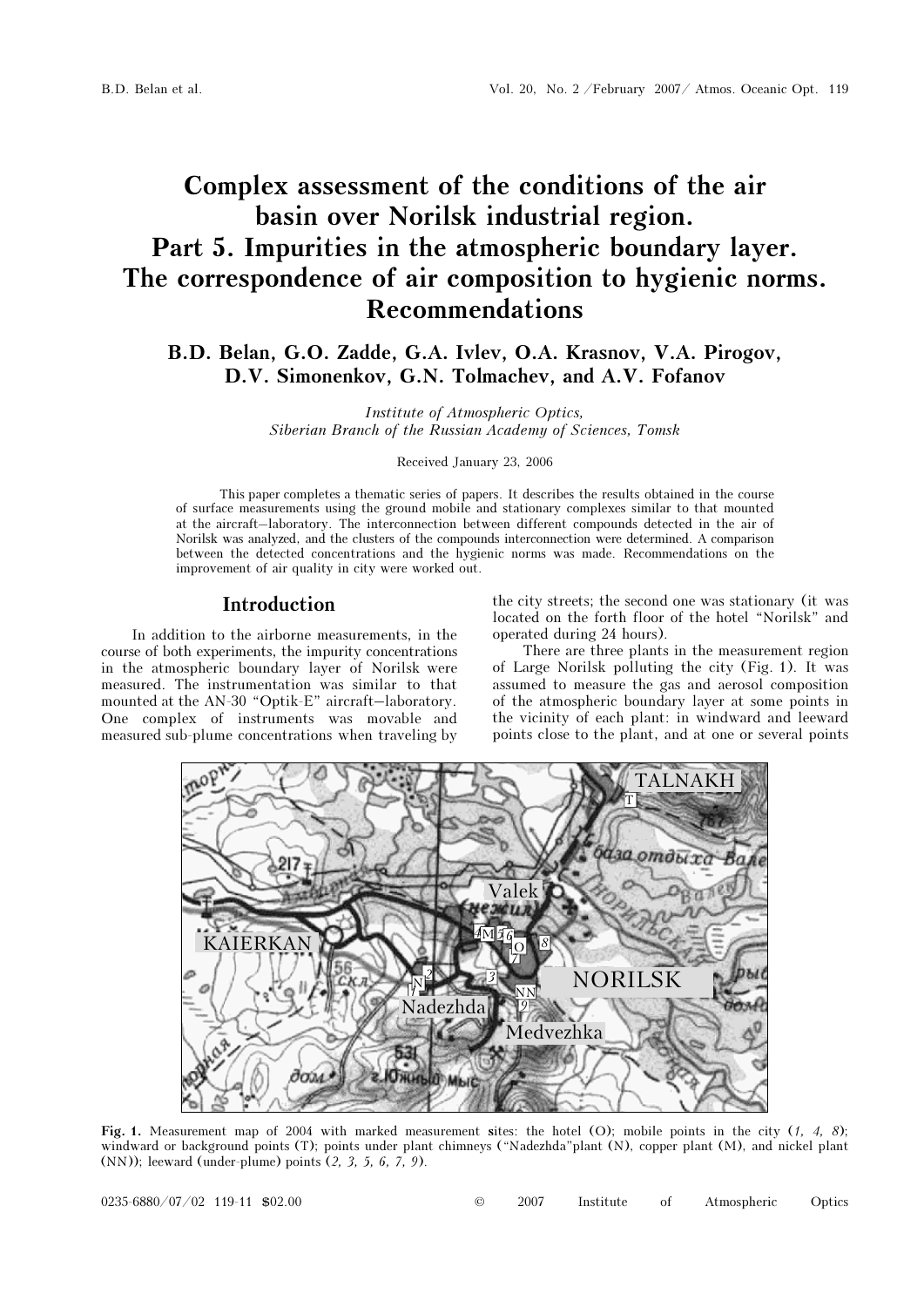# Complex assessment of the conditions of the air basin over Norilsk industrial region. Part 5. Impurities in the atmospheric boundary layer. The correspondence of air composition to hygienic norms. Recommendations

**B.D. Belan, G.O. Zadde, G.A. Ivlev, O.A. Krasnov, V.A. Pirogov, D.V. Simonenkov, G.N. Tolmachev, and A.V. Fofanov**

*Institute of Atmospheric Optics, Siberian Branch of the Russian Academy of Sciences, Tomsk*

Received January 23, 2006

This paper completes a thematic series of papers. It describes the results obtained in the course of surface measurements using the ground mobile and stationary complexes similar to that mounted at the aircraft–laboratory. The interconnection between different compounds detected in the air of Norilsk was analyzed, and the clusters of the compounds interconnection were determined. A comparison between the detected concentrations and the hygienic norms was made. Recommendations on the improvement of air quality in city were worked out.

## Introduction

In addition to the airborne measurements, in the course of both experiments, the impurity concentrations in the atmospheric boundary layer of Norilsk were measured. The instrumentation was similar to that mounted at the AN-30 "Optik-E" aircraft–laboratory. One complex of instruments was movable and measured sub-plume concentrations when traveling by the city streets; the second one was stationary (it was located on the forth floor of the hotel "Norilsk" and operated during 24 hours).

There are three plants in the measurement region of Large Norilsk polluting the city (Fig. 1). It was assumed to measure the gas and aerosol composition of the atmospheric boundary layer at some points in the vicinity of each plant: in windward and leeward points close to the plant, and at one or several points

**Fig. 1.** Measurement map of 2004 with marked measurement sites: the hotel (O); mobile points in the city (*1, 4, 8*); windward or background points (T); points under plant chimneys ("Nadezhda"plant (N), copper plant (M), and nickel plant (NN)); leeward (under-plume) points (*2, 3, 5, 6, 7, 9*).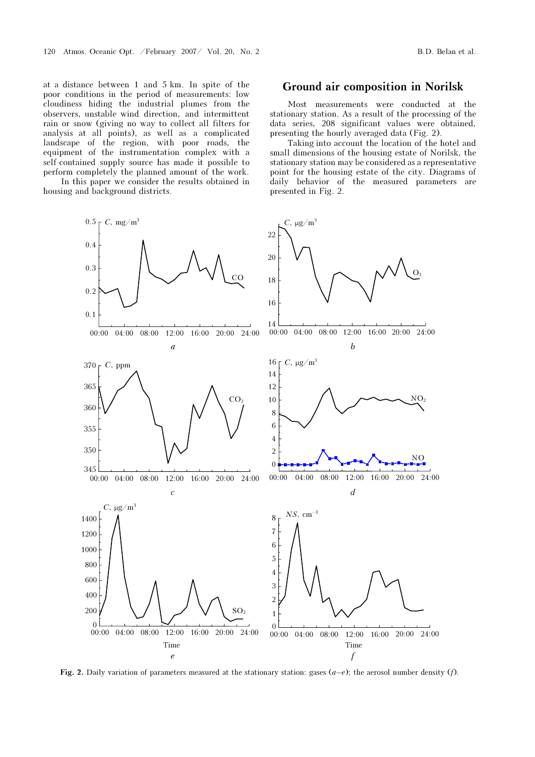at a distance between 1 and 5 km. In spite of the poor conditions in the period of measurements: low cloudiness hiding the industrial plumes from the observers, unstable wind direction, and intermittent rain or snow (giving no way to collect all filters for analysis at all points), as well as a complicated landscape of the region, with poor roads, the equipment of the instrumentation complex with a self-contained supply source has made it possible to perform completely the planned amount of the work.

In this paper we consider the results obtained in housing and background districts.

## Ground air composition in Norilsk

Most measurements were conducted at the stationary station. As a result of the processing of the data series, 208 significant values were obtained, presenting the hourly averaged data (Fig. 2).

Taking into account the location of the hotel and small dimensions of the housing estate of Norilsk, the stationary station may be considered as a representative point for the housing estate of the city. Diagrams of daily behavior of the measured parameters are presented in Fig. 2.

**Fig. 2.** Daily variation of parameters measured at the stationary station: gases (*a*–*e*); the aerosol number density (*f*).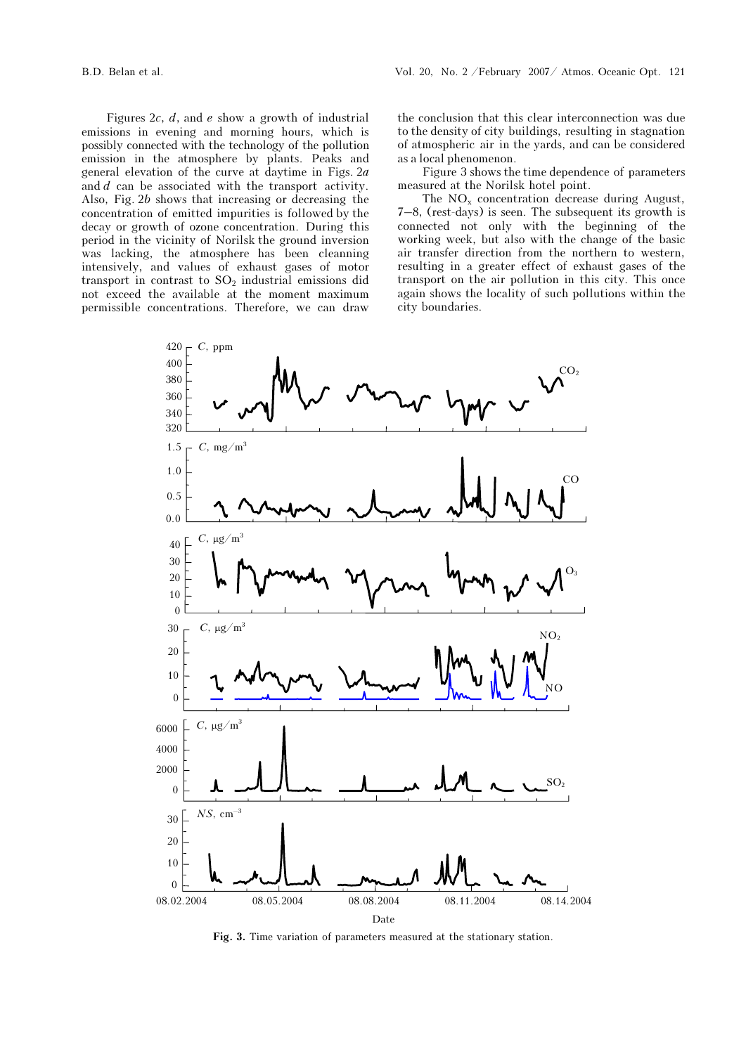Figures 2*c*, *d*, and *e* show a growth of industrial emissions in evening and morning hours, which is possibly connected with the technology of the pollution emission in the atmosphere by plants. Peaks and general elevation of the curve at daytime in Figs. 2*a* and *d* can be associated with the transport activity. Also, Fig. 2*b* shows that increasing or decreasing the concentration of emitted impurities is followed by the decay or growth of ozone concentration. During this period in the vicinity of Norilsk the ground inversion was lacking, the atmosphere has been cleanning intensively, and values of exhaust gases of motor transport in contrast to $SO_2$ industrial emissions did not exceed the available at the moment maximum permissible concentrations. Therefore, we can draw the conclusion that this clear interconnection was due to the density of city buildings, resulting in stagnation of atmospheric air in the yards, and can be considered as a local phenomenon.

Figure 3 shows the time dependence of parameters measured at the Norilsk hotel point.

The $NO_x$ concentration decrease during August, 7–8, (rest-days) is seen. The subsequent its growth is connected not only with the beginning of the working week, but also with the change of the basic air transfer direction from the northern to western, resulting in a greater effect of exhaust gases of the transport on the air pollution in this city. This once again shows the locality of such pollutions within the city boundaries.

**Fig. 3.** Time variation of parameters measured at the stationary station.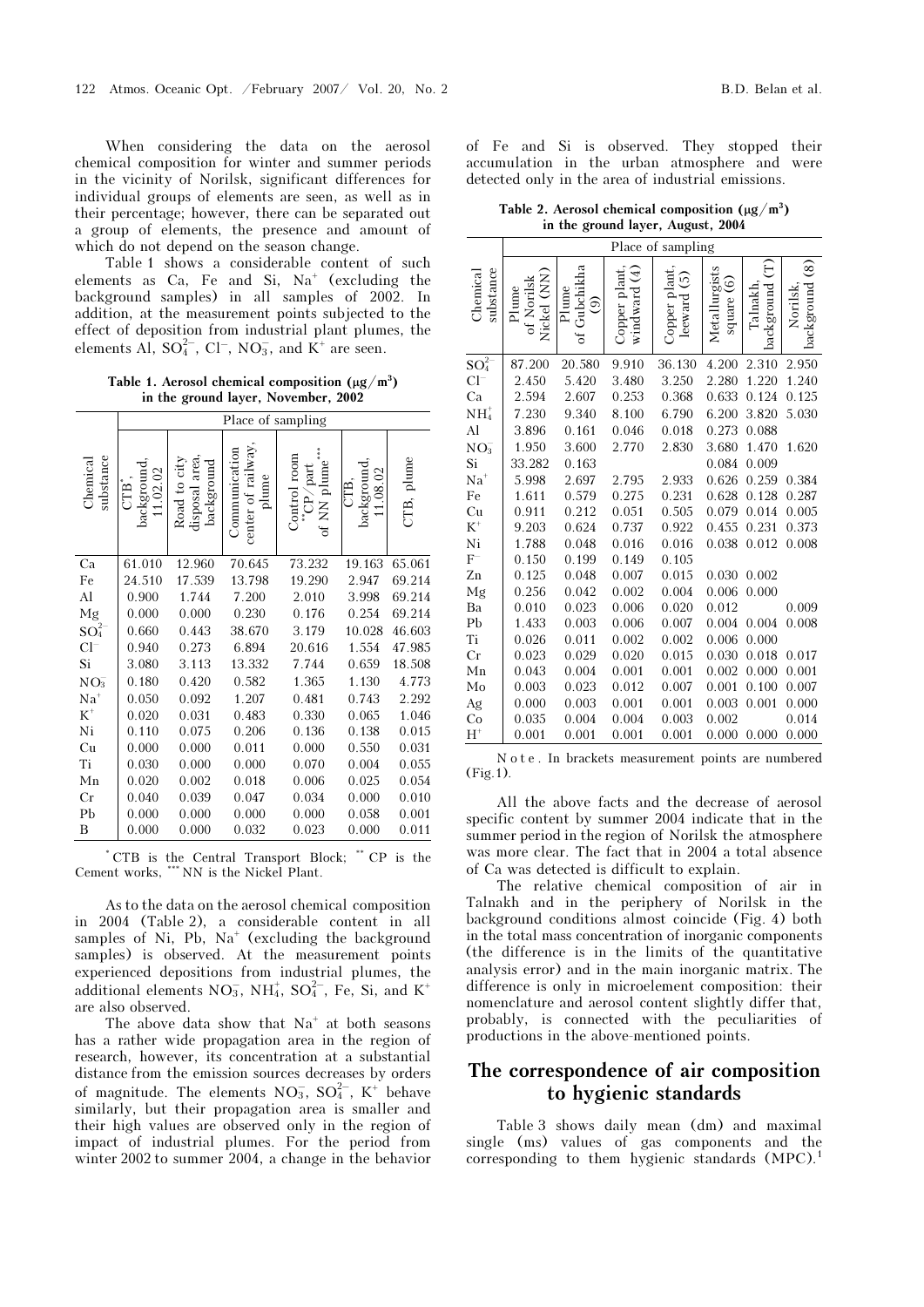When considering the data on the aerosol chemical composition for winter and summer periods in the vicinity of Norilsk, significant differences for individual groups of elements are seen, as well as in their percentage; however, there can be separated out a group of elements, the presence and amount of which do not depend on the season change.

Table 1 shows a considerable content of such elements as Ca, Fe and Si, $Na^+$ (excluding the background samples) in all samples of 2002. In addition, at the measurement points subjected to the effect of deposition from industrial plant plumes, the elements Al, $SO_4^{2-}$, $Cl^-$, $NO_3^-$, and $K^+$ are seen.

**Table 1. Aerosol chemical composition (μg/m³) in the ground layer, November, 2002**

| Chemical substance | Place of sampling | | | | | |
|---|---|---|---|---|---|---|
| | CTB*, background, 11.02.02 | Road to city disposal area, background | Communication center of railway, plume | Control room **CP/part of NN plume*** | CTB, background, 11.08.02 | CTB, plume |
| Ca | 61.010 | 12.960 | 70.645 | 73.232 | 19.163 | 65.061 |
| Fe | 24.510 | 17.539 | 13.798 | 19.290 | 2.947 | 69.214 |
| Al | 0.900 | 1.744 | 7.200 | 2.010 | 3.998 | 69.214 |
| Mg | 0.000 | 0.000 | 0.230 | 0.176 | 0.254 | 69.214 |
| $SO_4^{2-}$ | 0.660 | 0.443 | 38.670 | 3.179 | 10.028 | 46.603 |
| $Cl^-$ | 0.940 | 0.273 | 6.894 | 20.616 | 1.554 | 47.985 |
| Si | 3.080 | 3.113 | 13.332 | 7.744 | 0.659 | 18.508 |
| $NO_3^-$ | 0.180 | 0.420 | 0.582 | 1.365 | 1.130 | 4.773 |
| $Na^+$ | 0.050 | 0.092 | 1.207 | 0.481 | 0.743 | 2.292 |
| $K^+$ | 0.020 | 0.031 | 0.483 | 0.330 | 0.065 | 1.046 |
| Ni | 0.110 | 0.075 | 0.206 | 0.136 | 0.138 | 0.015 |
| Cu | 0.000 | 0.000 | 0.011 | 0.000 | 0.550 | 0.031 |
| Ti | 0.030 | 0.000 | 0.000 | 0.070 | 0.004 | 0.055 |
| Mn | 0.020 | 0.002 | 0.018 | 0.006 | 0.025 | 0.054 |
| Cr | 0.040 | 0.039 | 0.047 | 0.034 | 0.000 | 0.010 |
| Pb | 0.000 | 0.000 | 0.000 | 0.000 | 0.058 | 0.001 |
| B | 0.000 | 0.000 | 0.032 | 0.023 | 0.000 | 0.011 |

*CTB is the Central Transport Block; ** CP is the Cement works, *** NN is the Nickel Plant.

As to the data on the aerosol chemical composition in 2004 (Table 2), a considerable content in all samples of Ni, Pb, $Na^+$ (excluding the background samples) is observed. At the measurement points experienced depositions from industrial plumes, the additional elements $NO_3^-$, $NH_4^+$, $SO_4^{2-}$, Fe, Si, and $K^+$ are also observed.

The above data show that $Na^+$ at both seasons has a rather wide propagation area in the region of research, however, its concentration at a substantial distance from the emission sources decreases by orders of magnitude. The elements $NO_3^-$, $SO_4^{2-}$, $K^+$ behave similarly, but their propagation area is smaller and their high values are observed only in the region of impact of industrial plumes. For the period from winter 2002 to summer 2004, a change in the behavior of Fe and Si is observed. They stopped their accumulation in the urban atmosphere and were detected only in the area of industrial emissions.

**Table 2. Aerosol chemical composition (μg/m³) in the ground layer, August, 2004**

| Chemical substance | Place of sampling | | | | | | |
|---|---|---|---|---|---|---|---|
| | Plume of Norilsk Nickel (NN) | Plume of Gubchikha (9) | Copper plant, windward (4) | Copper plant, leeward (5) | Metallurgists square (6) | Talnakh, background (T) | Norilsk, background (8) |
| $SO_4^{2-}$ | 87.200 | 20.580 | 9.910 | 36.130 | 4.200 | 2.310 | 2.950 |
| $Cl^-$ | 2.450 | 5.420 | 3.480 | 3.250 | 2.280 | 1.220 | 1.240 |
| Ca | 2.594 | 2.607 | 0.253 | 0.368 | 0.633 | 0.124 | 0.125 |
| $NH_4^+$ | 7.230 | 9.340 | 8.100 | 6.790 | 6.200 | 3.820 | 5.030 |
| Al | 3.896 | 0.161 | 0.046 | 0.018 | 0.273 | 0.088 | |
| $NO_3^-$ | 1.950 | 3.600 | 2.770 | 2.830 | 3.680 | 1.470 | 1.620 |
| Si | 33.282 | 0.163 | | | 0.084 | 0.009 | |
| $Na^+$ | 5.998 | 2.697 | 2.795 | 2.933 | 0.626 | 0.259 | 0.384 |
| Fe | 1.611 | 0.579 | 0.275 | 0.231 | 0.628 | 0.128 | 0.287 |
| Cu | 0.911 | 0.212 | 0.051 | 0.505 | 0.079 | 0.014 | 0.005 |
| $K^+$ | 9.203 | 0.624 | 0.737 | 0.922 | 0.455 | 0.231 | 0.373 |
| Ni | 1.788 | 0.048 | 0.016 | 0.016 | 0.038 | 0.012 | 0.008 |
| $F^-$ | 0.150 | 0.199 | 0.149 | 0.105 | | | |
| Zn | 0.125 | 0.048 | 0.007 | 0.015 | 0.030 | 0.002 | |
| Mg | 0.256 | 0.042 | 0.002 | 0.004 | 0.006 | 0.000 | |
| Ba | 0.010 | 0.023 | 0.006 | 0.020 | 0.012 | | 0.009 |
| Pb | 1.433 | 0.003 | 0.006 | 0.007 | 0.004 | 0.004 | 0.008 |
| Ti | 0.026 | 0.011 | 0.002 | 0.002 | 0.006 | 0.000 | |
| Cr | 0.023 | 0.029 | 0.020 | 0.015 | 0.030 | 0.018 | 0.017 |
| Mn | 0.043 | 0.004 | 0.001 | 0.001 | 0.002 | 0.000 | 0.001 |
| Mo | 0.003 | 0.023 | 0.012 | 0.007 | 0.001 | 0.100 | 0.007 |
| Ag | 0.000 | 0.003 | 0.001 | 0.001 | 0.003 | 0.001 | 0.000 |
| Co | 0.035 | 0.004 | 0.004 | 0.003 | 0.002 | | 0.014 |
| $H^+$ | 0.001 | 0.001 | 0.001 | 0.001 | 0.000 | 0.000 | 0.000 |

Note. In brackets measurement points are numbered (Fig. 1).

All the above facts and the decrease of aerosol specific content by summer 2004 indicate that in the summer period in the region of Norilsk the atmosphere was more clear. The fact that in 2004 a total absence of Ca was detected is difficult to explain.

The relative chemical composition of air in Talnakh and in the periphery of Norilsk in the background conditions almost coincide (Fig. 4) both in the total mass concentration of inorganic components (the difference is in the limits of the quantitative analysis error) and in the main inorganic matrix. The difference is only in microelement composition: their nomenclature and aerosol content slightly differ that, probably, is connected with the peculiarities of productions in the above-mentioned points.

## The correspondence of air composition to hygienic standards

Table 3 shows daily mean (dm) and maximal single (ms) values of gas components and the corresponding to them hygienic standards (MPC).[1]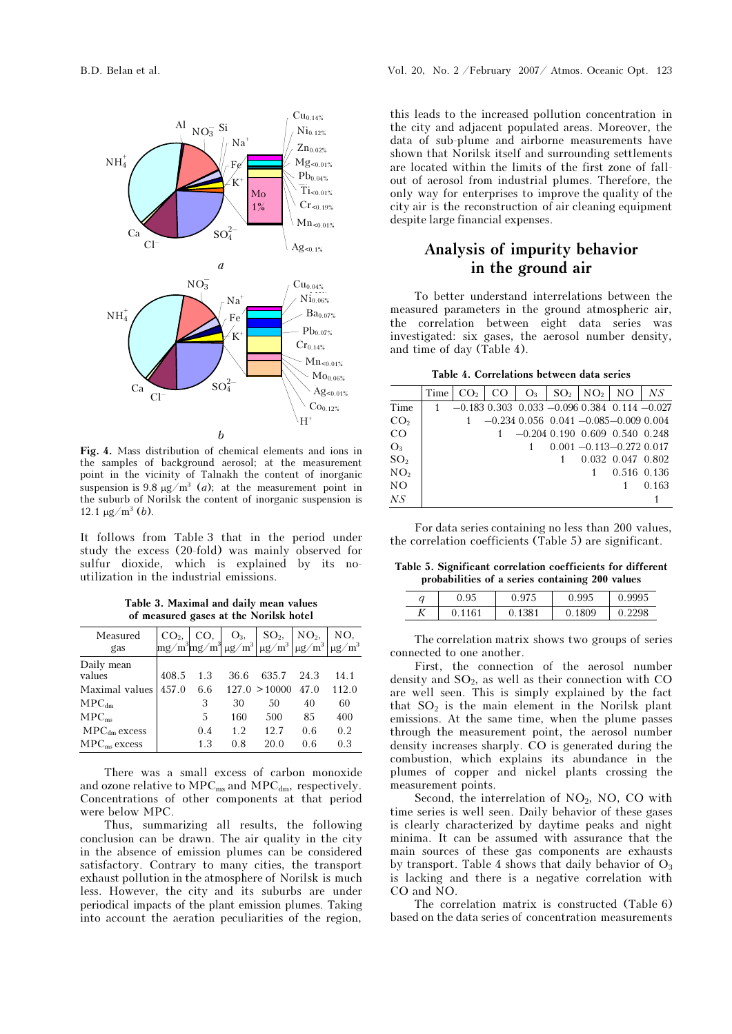Fig. 4. Mass distribution of chemical elements and ions in the samples of background aerosol; at the measurement point in the vicinity of Talnakh the content of inorganic suspension is 9.8 μg/m³ (*a*); at the measurement point in the suburb of Norilsk the content of inorganic suspension is 12.1 μg/m³ (*b*).

It follows from Table 3 that in the period under study the excess (20-fold) was mainly observed for sulfur dioxide, which is explained by its no-utilization in the industrial emissions.

**Table 3. Maximal and daily mean values of measured gases at the Norilsk hotel**

| Measured gas | $CO_2$, mg/m³ | CO, mg/m³ | $O_3$, μg/m³ | $SO_2$, μg/m³ | $NO_2$, μg/m³ | NO, μg/m³ |
|---|---|---|---|---|---|---|
| Daily mean values | 408.5 | 1.3 | 36.6 | 635.7 | 24.3 | 14.1 |
| Maximal values | 457.0 | 6.6 | 127.0 | >10000 | 47.0 | 112.0 |
| $MPC_{dm}$ | | 3 | 30 | 50 | 40 | 60 |
| $MPC_{ms}$ | | 5 | 160 | 500 | 85 | 400 |
| $MPC_{dm}$ excess | | 0.4 | 1.2 | 12.7 | 0.6 | 0.2 |
| $MPC_{ms}$ excess | | 1.3 | 0.8 | 20.0 | 0.6 | 0.3 |

There was a small excess of carbon monoxide and ozone relative to $MPC_{ms}$ and $MPC_{dm}$, respectively. Concentrations of other components at that period were below MPC.

Thus, summarizing all results, the following conclusion can be drawn. The air quality in the city in the absence of emission plumes can be considered satisfactory. Contrary to many cities, the transport exhaust pollution in the atmosphere of Norilsk is much less. However, the city and its suburbs are under periodical impacts of the plant emission plumes. Taking into account the aeration peculiarities of the region, this leads to the increased pollution concentration in the city and adjacent populated areas. Moreover, the data of sub-plume and airborne measurements have shown that Norilsk itself and surrounding settlements are located within the limits of the first zone of fall-out of aerosol from industrial plumes. Therefore, the only way for enterprises to improve the quality of the city air is the reconstruction of air cleaning equipment despite large financial expenses.

## Analysis of impurity behavior in the ground air

To better understand interrelations between the measured parameters in the ground atmospheric air, the correlation between eight data series was investigated: six gases, the aerosol number density, and time of day (Table 4).

**Table 4. Correlations between data series**

| | Time | $CO_2$ | CO | $O_3$ | $SO_2$ | $NO_2$ | NO | *NS* |
|---|---|---|---|---|---|---|---|---|
| Time | 1 | −0.183 | 0.303 | 0.033 | −0.096 | 0.384 | 0.114 | −0.027 |
| $CO_2$ | | 1 | −0.234 | 0.056 | 0.041 | −0.085 | −0.009 | 0.004 |
| CO | | | 1 | −0.204 | 0.190 | 0.609 | 0.540 | 0.248 |
| $O_3$ | | | | 1 | 0.001 | −0.113 | −0.272 | 0.017 |
| $SO_2$ | | | | | 1 | 0.032 | 0.047 | 0.802 |
| $NO_2$ | | | | | | 1 | 0.516 | 0.136 |
| NO | | | | | | | 1 | 0.163 |
| *NS* | | | | | | | | 1 |

For data series containing no less than 200 values, the correlation coefficients (Table 5) are significant.

**Table 5. Significant correlation coefficients for different probabilities of a series containing 200 values**

| *q* | 0.95 | 0.975 | 0.995 | 0.9995 |
|---|---|---|---|---|
| *K* | 0.1161 | 0.1381 | 0.1809 | 0.2298 |

The correlation matrix shows two groups of series connected to one another.

First, the connection of the aerosol number density and $SO_2$, as well as their connection with CO are well seen. This is simply explained by the fact that $SO_2$ is the main element in the Norilsk plant emissions. At the same time, when the plume passes through the measurement point, the aerosol number density increases sharply. CO is generated during the combustion, which explains its abundance in the plumes of copper and nickel plants crossing the measurement points.

Second, the interrelation of $NO_2$, NO, CO with time series is well seen. Daily behavior of these gases is clearly characterized by daytime peaks and night minima. It can be assumed with assurance that the main sources of these gas components are exhausts by transport. Table 4 shows that daily behavior of $O_3$ is lacking and there is a negative correlation with CO and NO.

The correlation matrix is constructed (Table 6) based on the data series of concentration measurements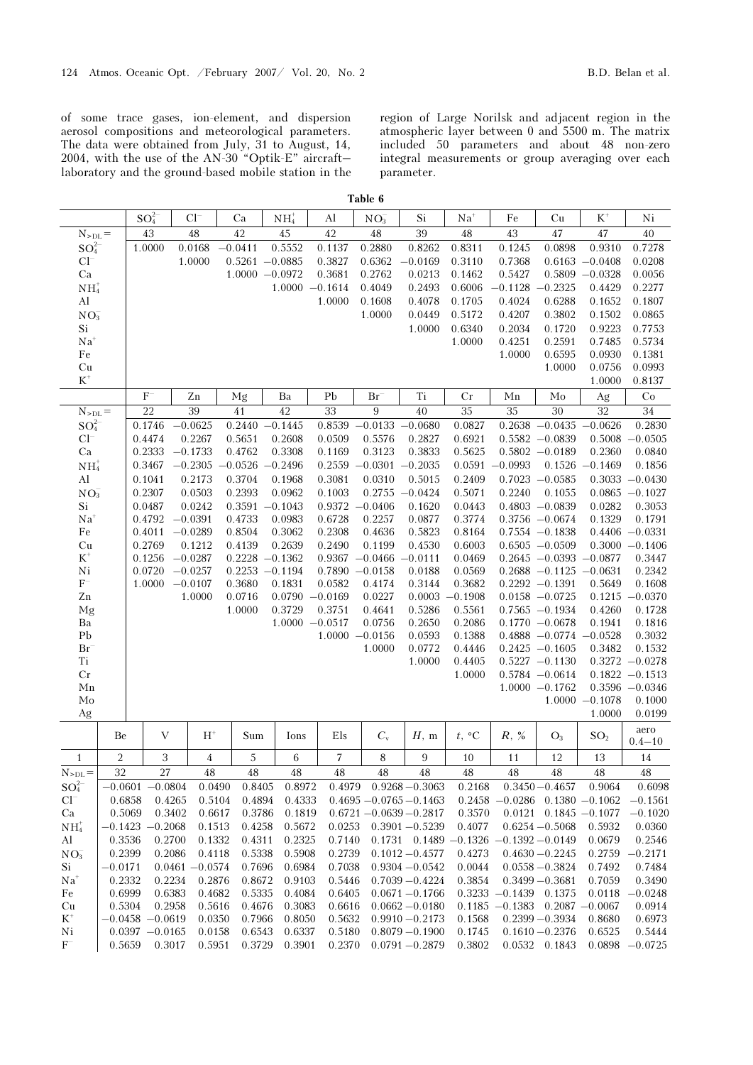of some trace gases, ion-element, and dispersion aerosol compositions and meteorological parameters. The data were obtained from July, 31 to August, 14, 2004, with the use of the AN-30 "Optik-E" aircraft–laboratory and the ground-based mobile station in the region of Large Norilsk and adjacent region in the atmospheric layer between 0 and 5500 m. The matrix included 50 parameters and about 48 non-zero integral measurements or group averaging over each parameter.

**Table 6**

| | $SO_4^{2-}$ | $Cl^-$ | Ca | $NH_4^+$ | Al | $NO_3$ | Si | $Na^+$ | Fe | Cu | $K^+$ | Ni |
|---|---|---|---|---|---|---|---|---|---|---|---|---|
| $N_{>DL}$ = | 43 | 48 | 42 | 45 | 42 | 48 | 39 | 48 | 43 | 47 | 47 | 40 |
| $SO_4^{2-}$ | 1.0000 | 0.0168 | −0.0411 | 0.5552 | 0.1137 | 0.2880 | 0.8262 | 0.8311 | 0.1245 | 0.0898 | 0.9310 | 0.7278 |
| $Cl^-$ | | 1.0000 | 0.5261 | −0.0885 | 0.3827 | 0.6362 | −0.0169 | 0.3110 | 0.7368 | 0.6163 | −0.0408 | 0.0208 |
| Ca | | | 1.0000 | −0.0972 | 0.3681 | 0.2762 | 0.0213 | 0.1462 | 0.5427 | 0.5809 | −0.0328 | 0.0056 |
| $NH_4^+$ | | | | 1.0000 | −0.1614 | 0.4049 | 0.2493 | 0.6006 | −0.1128 | −0.2325 | 0.4429 | 0.2277 |
| Al | | | | | 1.0000 | 0.1608 | 0.4078 | 0.1705 | 0.4024 | 0.6288 | 0.1652 | 0.1807 |
| $NO_3^-$ | | | | | | 1.0000 | 0.0449 | 0.5172 | 0.4207 | 0.3802 | 0.1502 | 0.0865 |
| Si | | | | | | | 1.0000 | 0.6340 | 0.2034 | 0.1720 | 0.9223 | 0.7753 |
| $Na^+$ | | | | | | | | 1.0000 | 0.4251 | 0.2591 | 0.7485 | 0.5734 |
| Fe | | | | | | | | | 1.0000 | 0.6595 | 0.0930 | 0.1381 |
| Cu | | | | | | | | | | 1.0000 | 0.0756 | 0.0993 |
| $K^+$ | | | | | | | | | | | 1.0000 | 0.8137 |

| | $F^-$ | Zn | Mg | Ba | Pb | $Br^-$ | Ti | Cr | Mn | Mo | Ag | Co |
|---|---|---|---|---|---|---|---|---|---|---|---|---|
| $N_{>DL}$ = | 22 | 39 | 41 | 42 | 33 | 9 | 40 | 35 | 35 | 30 | 32 | 34 |
| $SO_4^{2-}$ | 0.1746 | −0.0625 | 0.2440 | −0.1445 | 0.8539 | −0.0133 | −0.0680 | 0.0827 | 0.2638 | −0.0435 | −0.0626 | 0.2830 |
| $Cl^-$ | 0.4474 | 0.2267 | 0.5651 | 0.2608 | 0.0509 | 0.5576 | 0.2827 | 0.6921 | 0.5582 | −0.0839 | 0.5008 | −0.0505 |
| Ca | 0.2333 | −0.1733 | 0.4762 | 0.3308 | 0.1169 | 0.3123 | 0.3833 | 0.5625 | 0.5802 | −0.0189 | 0.2360 | 0.0840 |
| $NH_4^+$ | 0.3467 | −0.2305 | −0.0526 | −0.2496 | 0.2559 | −0.0301 | −0.2035 | 0.0591 | −0.0993 | 0.1526 | −0.1469 | 0.1856 |
| Al | 0.1041 | 0.2173 | 0.3704 | 0.1968 | 0.3081 | 0.0310 | 0.5015 | 0.2409 | 0.7023 | −0.0585 | 0.3033 | −0.0430 |
| $NO_3^-$ | 0.2307 | 0.0503 | 0.2393 | 0.0962 | 0.1003 | 0.2755 | −0.0424 | 0.5071 | 0.2240 | 0.1055 | 0.0865 | −0.1027 |
| Si | 0.0487 | 0.0242 | 0.3591 | −0.1043 | 0.9372 | −0.0406 | 0.1620 | 0.0443 | 0.4803 | −0.0839 | 0.0282 | 0.3053 |
| $Na^+$ | 0.4792 | −0.0391 | 0.4733 | 0.0983 | 0.6728 | 0.2257 | 0.0877 | 0.3774 | 0.3756 | −0.0674 | 0.1329 | 0.1791 |
| Fe | 0.4011 | −0.0289 | 0.8504 | 0.3062 | 0.2308 | 0.4636 | 0.5823 | 0.8164 | 0.7554 | −0.1838 | 0.4406 | −0.0331 |
| Cu | 0.2769 | 0.1212 | 0.4139 | 0.2639 | 0.2490 | 0.1199 | 0.4530 | 0.6003 | 0.6505 | −0.0509 | 0.3000 | −0.1406 |
| $K^+$ | 0.1256 | −0.0287 | 0.2228 | −0.1362 | 0.9367 | −0.0466 | −0.0111 | 0.0469 | 0.2645 | −0.0393 | −0.0877 | 0.3447 |
| Ni | 0.0720 | −0.0257 | 0.2253 | −0.1194 | 0.7890 | −0.0158 | 0.0188 | 0.0569 | 0.2688 | −0.1125 | −0.0631 | 0.2342 |
| $F^-$ | 1.0000 | −0.0107 | 0.3680 | 0.1831 | 0.0582 | 0.4174 | 0.3144 | 0.3682 | 0.2292 | −0.1391 | 0.5649 | 0.1608 |
| Zn | | 1.0000 | 0.0716 | 0.0790 | −0.0169 | 0.0227 | 0.0003 | −0.1908 | 0.0158 | −0.0725 | 0.1215 | −0.0370 |
| Mg | | | 1.0000 | 0.3729 | 0.3751 | 0.4641 | 0.5286 | 0.5561 | 0.7565 | −0.1934 | 0.4260 | 0.1728 |
| Ba | | | | 1.0000 | −0.0517 | 0.0756 | 0.2650 | 0.2086 | 0.1770 | −0.0678 | 0.1941 | 0.1816 |
| Pb | | | | | 1.0000 | −0.0156 | 0.0593 | 0.1388 | 0.4888 | −0.0774 | −0.0528 | 0.3032 |
| $Br^-$ | | | | | | 1.0000 | 0.0772 | 0.4446 | 0.2425 | −0.1605 | 0.3482 | 0.1532 |
| Ti | | | | | | | 1.0000 | 0.4405 | 0.5227 | −0.1130 | 0.3272 | −0.0278 |
| Cr | | | | | | | | 1.0000 | 0.5784 | −0.0614 | 0.1822 | −0.1513 |
| Mn | | | | | | | | | 1.0000 | −0.1762 | 0.3596 | −0.0346 |
| Mo | | | | | | | | | | 1.0000 | −0.1078 | 0.1000 |
| Ag | | | | | | | | | | | 1.0000 | 0.0199 |

| | Be | V | $H^+$ | Sum | Ions | Els | $C_v$ | $H$, m | $t$, °C | $R$, % | $O_3$ | $SO_2$ | aero 0.4–10 |
|---|---|---|---|---|---|---|---|---|---|---|---|---|---|
| 1 | 2 | 3 | 4 | 5 | 6 | 7 | 8 | 9 | 10 | 11 | 12 | 13 | 14 |
| $N_{>DL}$ = | 32 | 27 | 48 | 48 | 48 | 48 | 48 | 48 | 48 | 48 | 48 | 48 | 48 |
| $SO_4^{2-}$ | −0.0601 | −0.0804 | 0.0490 | 0.8405 | 0.8972 | 0.4979 | 0.9268 | −0.3063 | 0.2168 | 0.3450 | −0.4657 | 0.9064 | 0.6098 |
| $Cl^-$ | 0.6858 | 0.4265 | 0.5104 | 0.4894 | 0.4333 | 0.4695 | −0.0765 | −0.1463 | 0.2458 | −0.0286 | 0.1380 | −0.1062 | −0.1561 |
| Ca | 0.5069 | 0.3402 | 0.6617 | 0.3786 | 0.1819 | 0.6721 | −0.0639 | −0.2817 | 0.3570 | 0.0121 | 0.1845 | −0.1077 | −0.1020 |
| $NH_4^+$ | −0.1423 | −0.2068 | 0.1513 | 0.4258 | 0.5672 | 0.0253 | 0.3901 | −0.5239 | 0.4077 | 0.6254 | −0.5068 | 0.5932 | 0.0360 |
| Al | 0.3536 | 0.2700 | 0.1332 | 0.4311 | 0.2325 | 0.7140 | 0.1731 | 0.1489 | −0.1326 | −0.1392 | −0.0149 | 0.0679 | 0.2546 |
| $NO_3^-$ | 0.2399 | 0.2086 | 0.4118 | 0.5338 | 0.5908 | 0.2739 | 0.1012 | −0.4577 | 0.4273 | 0.4630 | −0.2245 | 0.2759 | −0.2171 |
| Si | −0.0171 | 0.0461 | −0.0574 | 0.7696 | 0.6984 | 0.7038 | 0.9304 | −0.0542 | 0.0044 | 0.0558 | −0.3824 | 0.7492 | 0.7484 |
| $Na^+$ | 0.2332 | 0.2234 | 0.2876 | 0.8672 | 0.9103 | 0.5446 | 0.7039 | −0.4224 | 0.3854 | 0.3499 | −0.3681 | 0.7059 | 0.3490 |
| Fe | 0.6999 | 0.6383 | 0.4682 | 0.5335 | 0.4084 | 0.6405 | 0.0671 | −0.1766 | 0.3233 | −0.1439 | 0.1375 | 0.0118 | −0.0248 |
| Cu | 0.5304 | 0.2958 | 0.5616 | 0.4676 | 0.3083 | 0.6616 | 0.0662 | −0.0180 | 0.1185 | −0.1383 | 0.2087 | −0.0067 | 0.0914 |
| $K^+$ | −0.0458 | −0.0619 | 0.0350 | 0.7966 | 0.8050 | 0.5632 | 0.9910 | −0.2173 | 0.1568 | 0.2399 | −0.3934 | 0.8680 | 0.6973 |
| Ni | 0.0397 | −0.0165 | 0.0158 | 0.6543 | 0.6337 | 0.5180 | 0.8079 | −0.1900 | 0.1745 | 0.1610 | −0.2376 | 0.6525 | 0.5444 |
| $F^-$ | 0.5659 | 0.3017 | 0.5951 | 0.3729 | 0.3901 | 0.2370 | 0.0791 | −0.2879 | 0.3802 | 0.0532 | 0.1843 | 0.0898 | −0.0725 |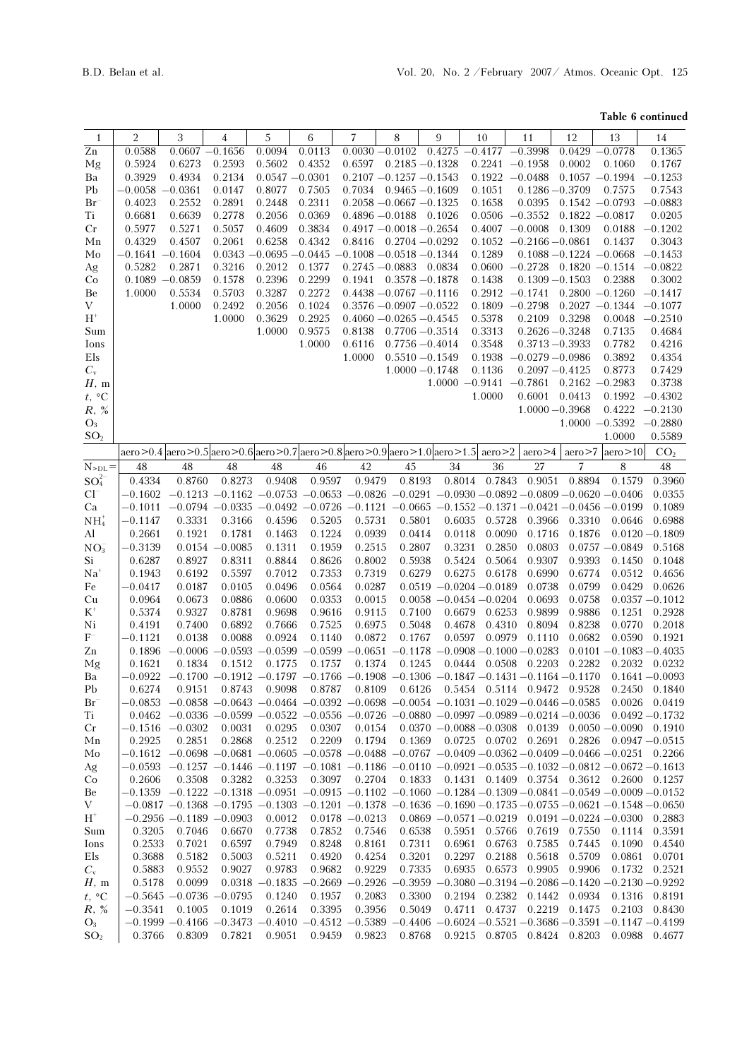**Table 6 continued**

| 1 | 2 | 3 | 4 | 5 | 6 | 7 | 8 | 9 | 10 | 11 | 12 | 13 | 14 |
|---|---|---|---|---|---|---|---|---|---|---|---|---|---|
| Zn | 0.0588 | 0.0607 | −0.1656 | 0.0094 | 0.0113 | 0.0030 | −0.0102 | 0.4275 | −0.4177 | −0.3998 | 0.0429 | −0.0778 | 0.1365 |
| Mg | 0.5924 | 0.6273 | 0.2593 | 0.5602 | 0.4352 | 0.6597 | 0.2185 | −0.1328 | 0.2241 | −0.1958 | 0.0002 | 0.1060 | 0.1767 |
| Ba | 0.3929 | 0.4934 | 0.2134 | 0.0547 | −0.0301 | 0.2107 | −0.1257 | −0.1543 | 0.1922 | −0.0488 | 0.1057 | −0.1994 | −0.1253 |
| Pb | −0.0058 | −0.0361 | 0.0147 | 0.8077 | 0.7505 | 0.7034 | 0.9465 | −0.1609 | 0.1051 | 0.1286 | −0.3709 | 0.7575 | 0.7543 |
| $Br^-$ | 0.4023 | 0.2552 | 0.2891 | 0.2448 | 0.2311 | 0.2058 | −0.0667 | −0.1325 | 0.1658 | 0.0395 | 0.1542 | −0.0793 | −0.0883 |
| Ti | 0.6681 | 0.6639 | 0.2778 | 0.2056 | 0.0369 | 0.4896 | −0.0188 | 0.1026 | 0.0506 | −0.3552 | 0.1822 | −0.0817 | 0.0205 |
| Cr | 0.5977 | 0.5271 | 0.5057 | 0.4609 | 0.3834 | 0.4917 | −0.0018 | −0.2654 | 0.4007 | −0.0008 | 0.1309 | 0.0188 | −0.1202 |
| Mn | 0.4329 | 0.4507 | 0.2061 | 0.6258 | 0.4342 | 0.8416 | 0.2704 | −0.0292 | 0.1052 | −0.2166 | −0.0861 | 0.1437 | 0.3043 |
| Mo | −0.1641 | −0.1604 | 0.0343 | −0.0695 | −0.0445 | −0.1008 | −0.0518 | −0.1344 | 0.1289 | 0.1088 | −0.1224 | −0.0668 | −0.1453 |
| Ag | 0.5282 | 0.2871 | 0.3216 | 0.2012 | 0.1377 | 0.2745 | −0.0883 | 0.0834 | 0.0600 | −0.2728 | 0.1820 | −0.1514 | −0.0822 |
| Co | 0.1089 | −0.0859 | 0.1578 | 0.2396 | 0.2299 | 0.1941 | 0.3578 | −0.1878 | 0.1438 | 0.1309 | −0.1503 | 0.2388 | 0.3002 |
| Be | 1.0000 | 0.5534 | 0.5703 | 0.3287 | 0.2272 | 0.4438 | −0.0767 | −0.1116 | 0.2912 | −0.1741 | 0.2800 | −0.1260 | −0.1417 |
| V | | 1.0000 | 0.2492 | 0.2056 | 0.1024 | 0.3576 | −0.0907 | −0.0522 | 0.1809 | −0.2798 | 0.2027 | −0.1344 | −0.1077 |
| $H^+$ | | | 1.0000 | 0.3629 | 0.2925 | 0.4060 | −0.0265 | −0.4545 | 0.5378 | 0.2109 | 0.3298 | 0.0048 | −0.2510 |
| Sum | | | | 1.0000 | 0.9575 | 0.8138 | 0.7706 | −0.3514 | 0.3313 | 0.2626 | −0.3248 | 0.7135 | 0.4684 |
| Ions | | | | | 1.0000 | 0.6116 | 0.7756 | −0.4014 | 0.3548 | 0.3713 | −0.3933 | 0.7782 | 0.4216 |
| Els | | | | | | 1.0000 | 0.5510 | −0.1549 | 0.1938 | −0.0279 | −0.0986 | 0.3892 | 0.4354 |
| $C_v$ | | | | | | | 1.0000 | −0.1748 | 0.1136 | 0.2097 | −0.4125 | 0.8773 | 0.7429 |
| $H$, m | | | | | | | | 1.0000 | −0.9141 | −0.7861 | 0.2162 | −0.2983 | 0.3738 |
| $t$, °C | | | | | | | | | 1.0000 | 0.6001 | 0.0413 | 0.1992 | −0.4302 |
| $R$, % | | | | | | | | | | 1.0000 | −0.3968 | 0.4222 | −0.2130 |
| $O_3$ | | | | | | | | | | | 1.0000 | −0.5392 | −0.2880 |
| $SO_2$ | | | | | | | | | | | | 1.0000 | 0.5589 |
| | aero>0.4 | aero>0.5 | aero>0.6 | aero>0.7 | aero>0.8 | aero>0.9 | aero>1.0 | aero>1.5 | aero>2 | aero>4 | aero>7 | aero>10 | $CO_2$ |
| $N_{>DL}$ = | 48 | 48 | 48 | 48 | 46 | 42 | 45 | 34 | 36 | 27 | 7 | 8 | 48 |
| $SO_4^{2-}$ | 0.4334 | 0.8760 | 0.8273 | 0.9408 | 0.9597 | 0.9479 | 0.8193 | 0.8014 | 0.7843 | 0.9051 | 0.8894 | 0.1579 | 0.3960 |
| $Cl^-$ | −0.1602 | −0.1213 | −0.1162 | −0.0753 | −0.0653 | −0.0826 | −0.0291 | −0.0930 | −0.0892 | −0.0809 | −0.0620 | −0.0406 | 0.0355 |
| Ca | −0.1011 | −0.0794 | −0.0335 | −0.0492 | −0.0726 | −0.1121 | −0.0665 | −0.1552 | −0.1371 | −0.0421 | −0.0456 | −0.0199 | 0.1089 |
| $NH_4^+$ | −0.1147 | 0.3331 | 0.3166 | 0.4596 | 0.5205 | 0.5731 | 0.5801 | 0.6035 | 0.5728 | 0.3966 | 0.3310 | 0.0646 | 0.6988 |
| Al | 0.2661 | 0.1921 | 0.1781 | 0.1463 | 0.1224 | 0.0939 | 0.0414 | 0.0118 | 0.0090 | 0.1716 | 0.1876 | 0.0120 | −0.1809 |
| $NO_3^-$ | −0.3139 | 0.0154 | −0.0085 | 0.1311 | 0.1959 | 0.2515 | 0.2807 | 0.3231 | 0.2850 | 0.0803 | 0.0757 | −0.0849 | 0.5168 |
| Si | 0.6287 | 0.8927 | 0.8311 | 0.8844 | 0.8626 | 0.8002 | 0.5938 | 0.5424 | 0.5064 | 0.9307 | 0.9393 | 0.1450 | 0.1048 |
| $Na^+$ | 0.1943 | 0.6192 | 0.5597 | 0.7012 | 0.7353 | 0.7319 | 0.6279 | 0.6275 | 0.6178 | 0.6990 | 0.6774 | 0.0512 | 0.4656 |
| Fe | −0.0417 | 0.0187 | 0.0105 | 0.0496 | 0.0564 | 0.0287 | 0.0519 | −0.0204 | −0.0189 | 0.0738 | 0.0799 | 0.0429 | 0.0626 |
| Cu | 0.0964 | 0.0673 | 0.0886 | 0.0600 | 0.0353 | 0.0015 | 0.0058 | −0.0454 | −0.0204 | 0.0693 | 0.0758 | 0.0357 | −0.1012 |
| $K^+$ | 0.5374 | 0.9327 | 0.8781 | 0.9698 | 0.9616 | 0.9115 | 0.7100 | 0.6679 | 0.6253 | 0.9899 | 0.9886 | 0.1251 | 0.2928 |
| Ni | 0.4191 | 0.7400 | 0.6892 | 0.7666 | 0.7525 | 0.6975 | 0.5048 | 0.4678 | 0.4310 | 0.8094 | 0.8238 | 0.0770 | 0.2018 |
| $F^-$ | −0.1121 | 0.0138 | 0.0088 | 0.0924 | 0.1140 | 0.0872 | 0.1767 | 0.0597 | 0.0979 | 0.1110 | 0.0682 | 0.0590 | 0.1921 |
| Zn | 0.1896 | −0.0006 | −0.0593 | −0.0599 | −0.0599 | −0.0651 | −0.1178 | −0.0908 | −0.1000 | −0.0283 | 0.0101 | −0.1083 | −0.4035 |
| Mg | 0.1621 | 0.1834 | 0.1512 | 0.1775 | 0.1757 | 0.1374 | 0.1245 | 0.0444 | 0.0508 | 0.2203 | 0.2282 | 0.2032 | 0.0232 |
| Ba | −0.0922 | −0.1700 | −0.1912 | −0.1797 | −0.1766 | −0.1908 | −0.1306 | −0.1847 | −0.1431 | −0.1164 | −0.1170 | 0.1641 | −0.0093 |
| Pb | 0.6274 | 0.9151 | 0.8743 | 0.9098 | 0.8787 | 0.8109 | 0.6126 | 0.5454 | 0.5114 | 0.9472 | 0.9528 | 0.2450 | 0.1840 |
| $Br^-$ | −0.0853 | −0.0858 | −0.0643 | −0.0464 | −0.0392 | −0.0698 | −0.0054 | −0.1031 | −0.1029 | −0.0446 | −0.0585 | 0.0026 | 0.0419 |
| Ti | 0.0462 | −0.0336 | −0.0599 | −0.0522 | −0.0556 | −0.0726 | −0.0880 | −0.0997 | −0.0989 | −0.0214 | −0.0036 | 0.0492 | −0.1732 |
| Cr | −0.1516 | −0.0302 | 0.0031 | 0.0295 | 0.0307 | 0.0154 | 0.0370 | −0.0088 | −0.0308 | 0.0139 | 0.0050 | −0.0090 | 0.1910 |
| Mn | 0.2925 | 0.2851 | 0.2868 | 0.2512 | 0.2209 | 0.1794 | 0.1369 | 0.0725 | 0.0702 | 0.2691 | 0.2826 | 0.0947 | −0.0515 |
| Mo | −0.1612 | −0.0698 | −0.0681 | −0.0605 | −0.0578 | −0.0488 | −0.0767 | −0.0409 | −0.0362 | −0.0409 | −0.0466 | −0.0251 | 0.2266 |
| Ag | −0.0593 | −0.1257 | −0.1446 | −0.1197 | −0.1081 | −0.1186 | −0.0110 | −0.0921 | −0.0535 | −0.1032 | −0.0812 | −0.0672 | −0.1613 |
| Co | 0.2606 | 0.3508 | 0.3282 | 0.3253 | 0.3097 | 0.2704 | 0.1833 | 0.1431 | 0.1409 | 0.3754 | 0.3612 | 0.2600 | 0.1257 |
| Be | −0.1359 | −0.1222 | −0.1318 | −0.0951 | −0.0915 | −0.1102 | −0.1060 | −0.1284 | −0.1309 | −0.0841 | −0.0549 | −0.0009 | −0.0152 |
| V | −0.0817 | −0.1368 | −0.1795 | −0.1303 | −0.1201 | −0.1378 | −0.1636 | −0.1690 | −0.1735 | −0.0755 | −0.0621 | −0.1548 | −0.0650 |
| $H^+$ | −0.2956 | −0.1189 | −0.0903 | 0.0012 | 0.0178 | −0.0213 | 0.0869 | −0.0571 | −0.0219 | 0.0191 | −0.0224 | −0.0300 | 0.2883 |
| Sum | 0.3205 | 0.7046 | 0.6670 | 0.7738 | 0.7852 | 0.7546 | 0.6538 | 0.5951 | 0.5766 | 0.7619 | 0.7550 | 0.1114 | 0.3591 |
| Ions | 0.2533 | 0.7021 | 0.6597 | 0.7949 | 0.8248 | 0.8161 | 0.7311 | 0.6961 | 0.6763 | 0.7585 | 0.7445 | 0.1090 | 0.4540 |
| Els | 0.3688 | 0.5182 | 0.5003 | 0.5211 | 0.4920 | 0.4254 | 0.3201 | 0.2297 | 0.2188 | 0.5618 | 0.5709 | 0.0861 | 0.0701 |
| $C_v$ | 0.5883 | 0.9552 | 0.9027 | 0.9783 | 0.9682 | 0.9229 | 0.7335 | 0.6935 | 0.6573 | 0.9905 | 0.9906 | 0.1732 | 0.2521 |
| $H$, m | 0.5178 | 0.0099 | 0.0318 | −0.1835 | −0.2669 | −0.2926 | −0.3959 | −0.3080 | −0.3194 | −0.2086 | −0.1420 | −0.2130 | −0.9292 |
| $t$, °C | −0.5645 | −0.0736 | −0.0795 | 0.1240 | 0.1957 | 0.2083 | 0.3300 | 0.2194 | 0.2382 | 0.1442 | 0.0934 | 0.1316 | 0.8191 |
| $R$, % | −0.3541 | 0.1005 | 0.1019 | 0.2614 | 0.3395 | 0.3956 | 0.5049 | 0.4711 | 0.4737 | 0.2219 | 0.1475 | 0.2103 | 0.8430 |
| $O_3$ | −0.1999 | −0.4166 | −0.3473 | −0.4010 | −0.4512 | −0.5389 | −0.4406 | −0.6024 | −0.5521 | −0.3686 | −0.3591 | −0.1147 | −0.4199 |
| $SO_2$ | 0.3766 | 0.8309 | 0.7821 | 0.9051 | 0.9459 | 0.9823 | 0.8768 | 0.9215 | 0.8705 | 0.8424 | 0.8203 | 0.0988 | 0.4677 |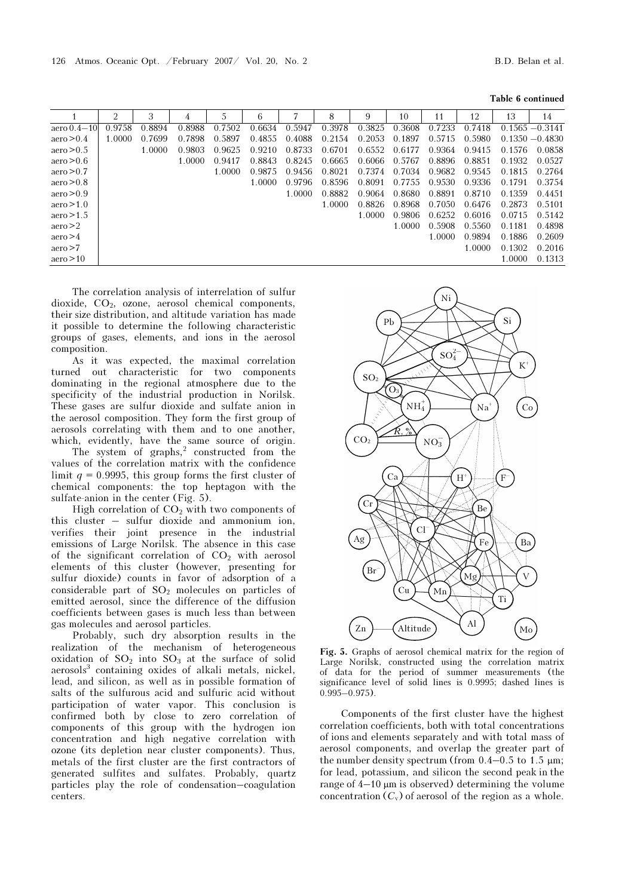**Table 6 continued**

| 1 | 2 | 3 | 4 | 5 | 6 | 7 | 8 | 9 | 10 | 11 | 12 | 13 | 14 |
|---|---|---|---|---|---|---|---|---|---|---|---|---|---|
| aero 0.4–10 | 0.9758 | 0.8894 | 0.8988 | 0.7502 | 0.6634 | 0.5947 | 0.3978 | 0.3825 | 0.3608 | 0.7233 | 0.7418 | 0.1565 | −0.3141 |
| aero >0.4 | 1.0000 | 0.7699 | 0.7898 | 0.5897 | 0.4855 | 0.4088 | 0.2154 | 0.2053 | 0.1897 | 0.5715 | 0.5980 | 0.1350 | −0.4830 |
| aero >0.5 | | 1.0000 | 0.9803 | 0.9625 | 0.9210 | 0.8733 | 0.6701 | 0.6552 | 0.6177 | 0.9364 | 0.9415 | 0.1576 | 0.0858 |
| aero >0.6 | | | 1.0000 | 0.9417 | 0.8843 | 0.8245 | 0.6665 | 0.6066 | 0.5767 | 0.8896 | 0.8851 | 0.1932 | 0.0527 |
| aero >0.7 | | | | 1.0000 | 0.9875 | 0.9456 | 0.8021 | 0.7374 | 0.7034 | 0.9682 | 0.9545 | 0.1815 | 0.2764 |
| aero >0.8 | | | | | 1.0000 | 0.9796 | 0.8596 | 0.8091 | 0.7755 | 0.9530 | 0.9336 | 0.1791 | 0.3754 |
| aero >0.9 | | | | | | 1.0000 | 0.8882 | 0.9064 | 0.8680 | 0.8891 | 0.8710 | 0.1359 | 0.4451 |
| aero >1.0 | | | | | | | 1.0000 | 0.8826 | 0.8968 | 0.7050 | 0.6476 | 0.2873 | 0.5101 |
| aero >1.5 | | | | | | | | 1.0000 | 0.9806 | 0.6252 | 0.6016 | 0.0715 | 0.5142 |
| aero >2 | | | | | | | | | 1.0000 | 0.5908 | 0.5560 | 0.1181 | 0.4898 |
| aero >4 | | | | | | | | | | 1.0000 | 0.9894 | 0.1886 | 0.2609 |
| aero >7 | | | | | | | | | | | 1.0000 | 0.1302 | 0.2016 |
| aero >10 | | | | | | | | | | | | 1.0000 | 0.1313 |

The correlation analysis of interrelation of sulfur dioxide, $CO_2$, ozone, aerosol chemical components, their size distribution, and altitude variation has made it possible to determine the following characteristic groups of gases, elements, and ions in the aerosol composition.

As it was expected, the maximal correlation turned out characteristic for two components dominating in the regional atmosphere due to the specificity of the industrial production in Norilsk. These gases are sulfur dioxide and sulfate anion in the aerosol composition. They form the first group of aerosols correlating with them and to one another, which, evidently, have the same source of origin.

The system of graphs,[2] constructed from the values of the correlation matrix with the confidence limit $q = 0.9995$, this group forms the first cluster of chemical components: the top heptagon with the sulfate-anion in the center (Fig. 5).

High correlation of $CO_2$ with two components of this cluster – sulfur dioxide and ammonium ion, verifies their joint presence in the industrial emissions of Large Norilsk. The absence in this case of the significant correlation of $CO_2$ with aerosol elements of this cluster (however, presenting for sulfur dioxide) counts in favor of adsorption of a considerable part of $SO_2$ molecules on particles of emitted aerosol, since the difference of the diffusion coefficients between gases is much less than between gas molecules and aerosol particles.

Probably, such dry absorption results in the realization of the mechanism of heterogeneous oxidation of $SO_2$ into $SO_3$ at the surface of solid aerosols[3] containing oxides of alkali metals, nickel, lead, and silicon, as well as in possible formation of salts of the sulfurous acid and sulfuric acid without participation of water vapor. This conclusion is confirmed both by close to zero correlation of components of this group with the hydrogen ion concentration and high negative correlation with ozone (its depletion near cluster components). Thus, metals of the first cluster are the first contractors of generated sulfites and sulfates. Probably, quartz particles play the role of condensation–coagulation centers.

**Fig. 5.** Graphs of aerosol chemical matrix for the region of Large Norilsk, constructed using the correlation matrix of data for the period of summer measurements (the significance level of solid lines is 0.9995; dashed lines is 0.995–0.975).

Components of the first cluster have the highest correlation coefficients, both with total concentrations of ions and elements separately and with total mass of aerosol components, and overlap the greater part of the number density spectrum (from 0.4–0.5 to 1.5 μm; for lead, potassium, and silicon the second peak in the range of 4–10 μm is observed) determining the volume concentration ($C_v$) of aerosol of the region as a whole.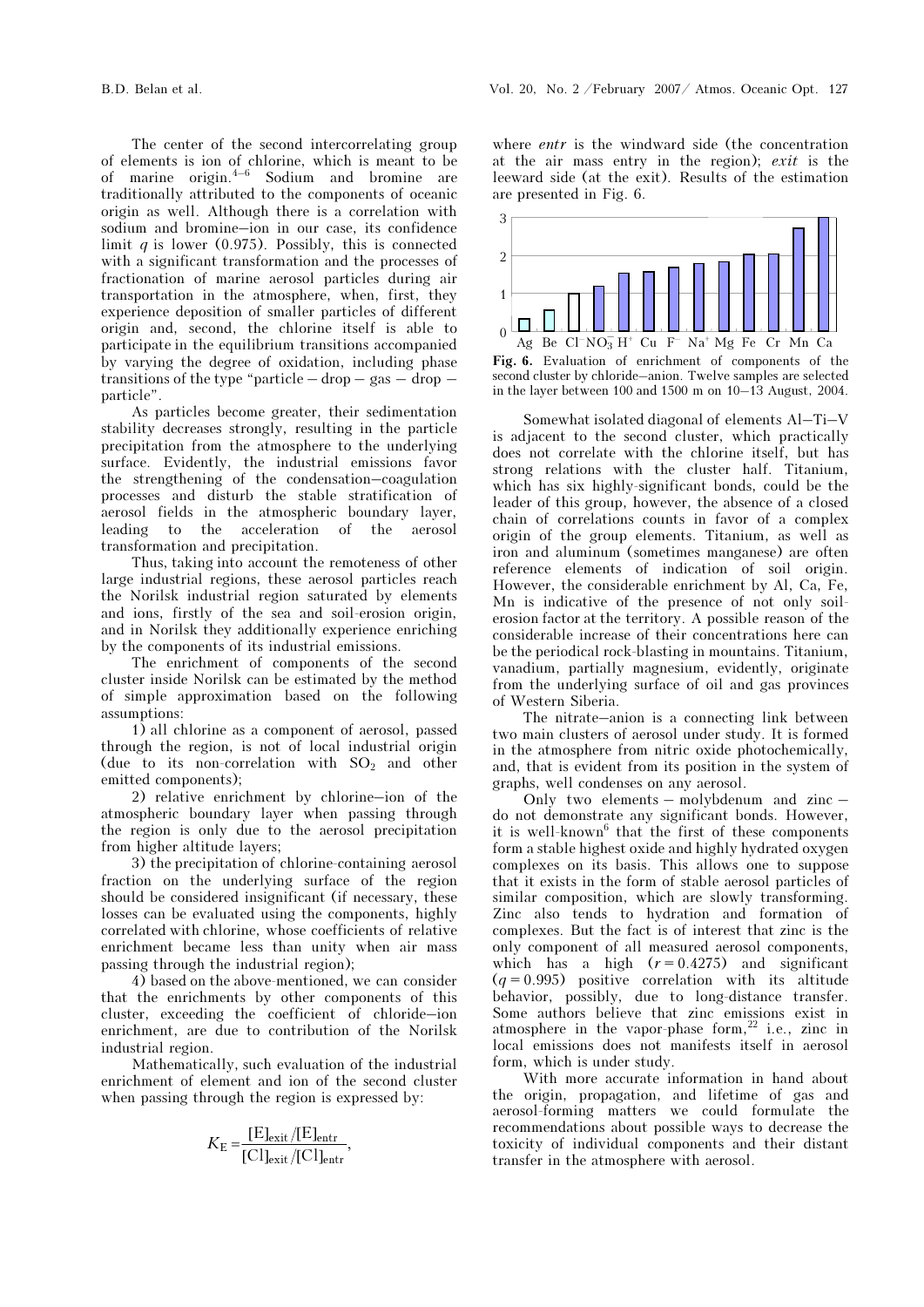The center of the second intercorrelating group of elements is ion of chlorine, which is meant to be of marine origin.[4–6] Sodium and bromine are traditionally attributed to the components of oceanic origin as well. Although there is a correlation with sodium and bromine–ion in our case, its confidence limit $q$ is lower (0.975). Possibly, this is connected with a significant transformation and the processes of fractionation of marine aerosol particles during air transportation in the atmosphere, when, first, they experience deposition of smaller particles of different origin and, second, the chlorine itself is able to participate in the equilibrium transitions accompanied by varying the degree of oxidation, including phase transitions of the type "particle – drop – gas – drop – particle".

As particles become greater, their sedimentation stability decreases strongly, resulting in the particle precipitation from the atmosphere to the underlying surface. Evidently, the industrial emissions favor the strengthening of the condensation–coagulation processes and disturb the stable stratification of aerosol fields in the atmospheric boundary layer, leading to the acceleration of the aerosol transformation and precipitation.

Thus, taking into account the remoteness of other large industrial regions, these aerosol particles reach the Norilsk industrial region saturated by elements and ions, firstly of the sea and soil-erosion origin, and in Norilsk they additionally experience enriching by the components of its industrial emissions.

The enrichment of components of the second cluster inside Norilsk can be estimated by the method of simple approximation based on the following assumptions:

1) all chlorine as a component of aerosol, passed through the region, is not of local industrial origin (due to its non-correlation with $SO_2$ and other emitted components);

2) relative enrichment by chlorine–ion of the atmospheric boundary layer when passing through the region is only due to the aerosol precipitation from higher altitude layers;

3) the precipitation of chlorine-containing aerosol fraction on the underlying surface of the region should be considered insignificant (if necessary, these losses can be evaluated using the components, highly correlated with chlorine, whose coefficients of relative enrichment became less than unity when air mass passing through the industrial region);

4) based on the above-mentioned, we can consider that the enrichments by other components of this cluster, exceeding the coefficient of chloride–ion enrichment, are due to contribution of the Norilsk industrial region.

Mathematically, such evaluation of the industrial enrichment of element and ion of the second cluster when passing through the region is expressed by:

$$K_E = \frac{[E]_{exit}/[E]_{entr}}{[Cl]_{exit}/[Cl]_{entr}},$$

where *entr* is the windward side (the concentration at the air mass entry in the region); *exit* is the leeward side (at the exit). Results of the estimation are presented in Fig. 6.

**Fig. 6.** Evaluation of enrichment of components of the second cluster by chloride–anion. Twelve samples are selected in the layer between 100 and 1500 m on 10–13 August, 2004.

Somewhat isolated diagonal of elements Al–Ti–V is adjacent to the second cluster, which practically does not correlate with the chlorine itself, but has strong relations with the cluster half. Titanium, which has six highly-significant bonds, could be the leader of this group, however, the absence of a closed chain of correlations counts in favor of a complex origin of the group elements. Titanium, as well as iron and aluminum (sometimes manganese) are often reference elements of indication of soil origin. However, the considerable enrichment by Al, Ca, Fe, Mn is indicative of the presence of not only soil-erosion factor at the territory. A possible reason of the considerable increase of their concentrations here can be the periodical rock-blasting in mountains. Titanium, vanadium, partially magnesium, evidently, originate from the underlying surface of oil and gas provinces of Western Siberia.

The nitrate–anion is a connecting link between two main clusters of aerosol under study. It is formed in the atmosphere from nitric oxide photochemically, and, that is evident from its position in the system of graphs, well condenses on any aerosol.

Only two elements – molybdenum and zinc – do not demonstrate any significant bonds. However, it is well-known[6] that the first of these components form a stable highest oxide and highly hydrated oxygen complexes on its basis. This allows one to suppose that it exists in the form of stable aerosol particles of similar composition, which are slowly transforming. Zinc also tends to hydration and formation of complexes. But the fact is of interest that zinc is the only component of all measured aerosol components, which has a high ($r = 0.4275$) and significant ($q = 0.995$) positive correlation with its altitude behavior, possibly, due to long-distance transfer. Some authors believe that zinc emissions exist in atmosphere in the vapor-phase form,[22] i.e., zinc in local emissions does not manifests itself in aerosol form, which is under study.

With more accurate information in hand about the origin, propagation, and lifetime of gas and aerosol-forming matters we could formulate the recommendations about possible ways to decrease the toxicity of individual components and their distant transfer in the atmosphere with aerosol.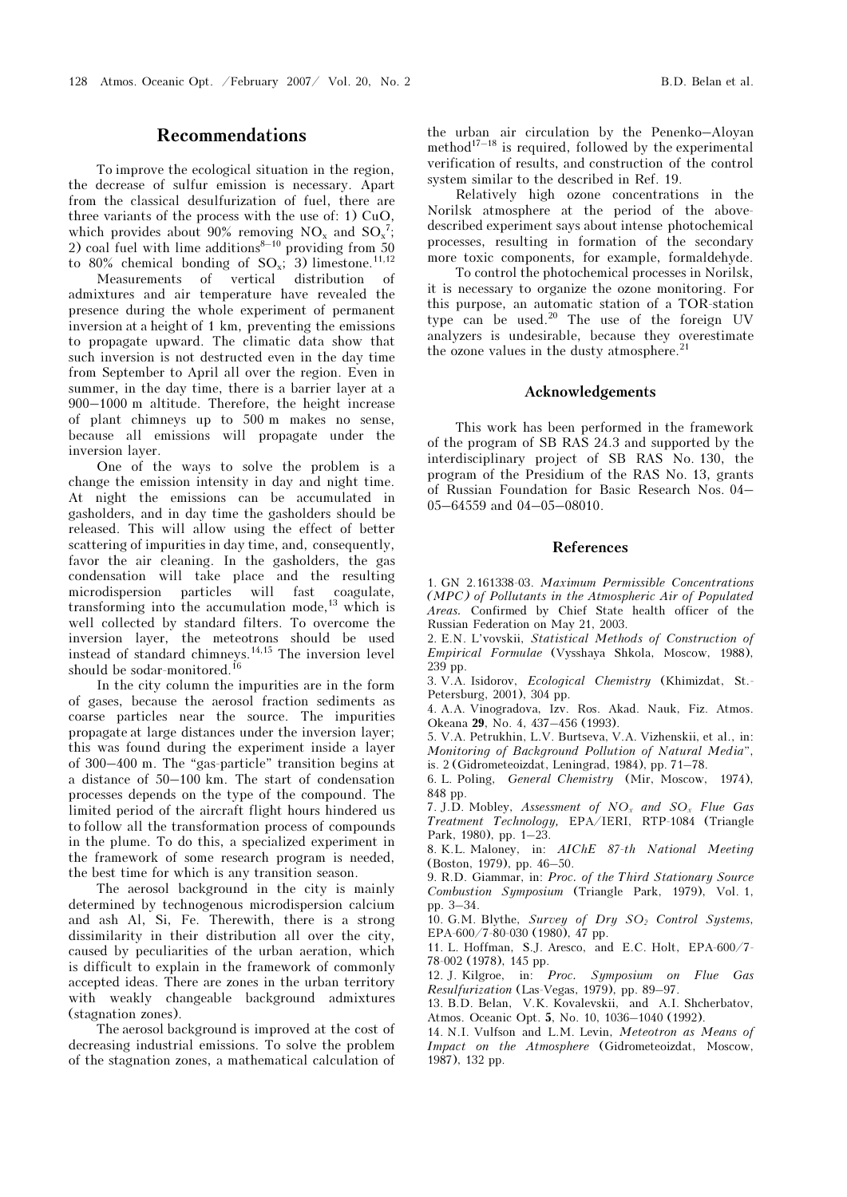## Recommendations

To improve the ecological situation in the region, the decrease of sulfur emission is necessary. Apart from the classical desulfurization of fuel, there are three variants of the process with the use of: 1) CuO, which provides about 90% removing $NO_x$ and $SO_x$[7]; 2) coal fuel with lime additions[8–10] providing from 50 to 80% chemical bonding of $SO_x$; 3) limestone.[11,12]

Measurements of vertical distribution of admixtures and air temperature have revealed the presence during the whole experiment of permanent inversion at a height of 1 km, preventing the emissions to propagate upward. The climatic data show that such inversion is not destructed even in the day time from September to April all over the region. Even in summer, in the day time, there is a barrier layer at a 900–1000 m altitude. Therefore, the height increase of plant chimneys up to 500 m makes no sense, because all emissions will propagate under the inversion layer.

One of the ways to solve the problem is a change the emission intensity in day and night time. At night the emissions can be accumulated in gasholders, and in day time the gasholders should be released. This will allow using the effect of better scattering of impurities in day time, and, consequently, favor the air cleaning. In the gasholders, the gas condensation will take place and the resulting microdispersion particles will fast coagulate, transforming into the accumulation mode,[13] which is well collected by standard filters. To overcome the inversion layer, the meteotrons should be used instead of standard chimneys.[14,15] The inversion level should be sodar-monitored.[16]

In the city column the impurities are in the form of gases, because the aerosol fraction sediments as coarse particles near the source. The impurities propagate at large distances under the inversion layer; this was found during the experiment inside a layer of 300–400 m. The "gas-particle" transition begins at a distance of 50–100 km. The start of condensation processes depends on the type of the compound. The limited period of the aircraft flight hours hindered us to follow all the transformation process of compounds in the plume. To do this, a specialized experiment in the framework of some research program is needed, the best time for which is any transition season.

The aerosol background in the city is mainly determined by technogenous microdispersion calcium and ash Al, Si, Fe. Therewith, there is a strong dissimilarity in their distribution all over the city, caused by peculiarities of the urban aeration, which is difficult to explain in the framework of commonly accepted ideas. There are zones in the urban territory with weakly changeable background admixtures (stagnation zones).

The aerosol background is improved at the cost of decreasing industrial emissions. To solve the problem of the stagnation zones, a mathematical calculation of the urban air circulation by the Penenko–Aloyan method[17–18] is required, followed by the experimental verification of results, and construction of the control system similar to the described in Ref. 19.

Relatively high ozone concentrations in the Norilsk atmosphere at the period of the above-described experiment says about intense photochemical processes, resulting in formation of the secondary more toxic components, for example, formaldehyde.

To control the photochemical processes in Norilsk, it is necessary to organize the ozone monitoring. For this purpose, an automatic station of a TOR-station type can be used.[20] The use of the foreign UV analyzers is undesirable, because they overestimate the ozone values in the dusty atmosphere.[21]

## Acknowledgements

This work has been performed in the framework of the program of SB RAS 24.3 and supported by the interdisciplinary project of SB RAS No. 130, the program of the Presidium of the RAS No. 13, grants of Russian Foundation for Basic Research Nos. 04–05–64559 and 04–05–08010.

## References

1. GN 2.161338-03. *Maximum Permissible Concentrations (MPC) of Pollutants in the Atmospheric Air of Populated Areas.* Confirmed by Chief State health officer of the Russian Federation on May 21, 2003.
2. E.N. L'vovskii, *Statistical Methods of Construction of Empirical Formulae* (Vysshaya Shkola, Moscow, 1988), 239 pp.
3. V.A. Isidorov, *Ecological Chemistry* (Khimizdat, St.-Petersburg, 2001), 304 pp.
4. A.A. Vinogradova, Izv. Ros. Akad. Nauk, Fiz. Atmos. Okeana **29**, No. 4, 437–456 (1993).
5. V.A. Petrukhin, L.V. Burtseva, V.A. Vizhenskii, et al., in: *Monitoring of Background Pollution of Natural Media*", is. 2 (Gidrometeoizdat, Leningrad, 1984), pp. 71–78.
6. L. Poling, *General Chemistry* (Mir, Moscow, 1974), 848 pp.
7. J.D. Mobley, *Assessment of $NO_x$ and $SO_x$ Flue Gas Treatment Technology,* EPA/IERI, RTP-1084 (Triangle Park, 1980), pp. 1–23.
8. K.L. Maloney, in: *AIChE 87-th National Meeting* (Boston, 1979), pp. 46–50.
9. R.D. Giammar, in: *Proc. of the Third Stationary Source Combustion Symposium* (Triangle Park, 1979), Vol. 1, pp. 3–34.
10. G.M. Blythe, *Survey of Dry $SO_2$ Control Systems,* EPA-600/7-80-030 (1980), 47 pp.
11. L. Hoffman, S.J. Aresco, and E.C. Holt, EPA-600/7-78-002 (1978), 145 pp.
12. J. Kilgroe, in: *Proc. Symposium on Flue Gas Resulfurization* (Las-Vegas, 1979), pp. 89–97.
13. B.D. Belan, V.K. Kovalevskii, and A.I. Shcherbatov, Atmos. Oceanic Opt. **5**, No. 10, 1036–1040 (1992).
14. N.I. Vulfson and L.M. Levin, *Meteotron as Means of Impact on the Atmosphere* (Gidrometeoizdat, Moscow, 1987), 132 pp.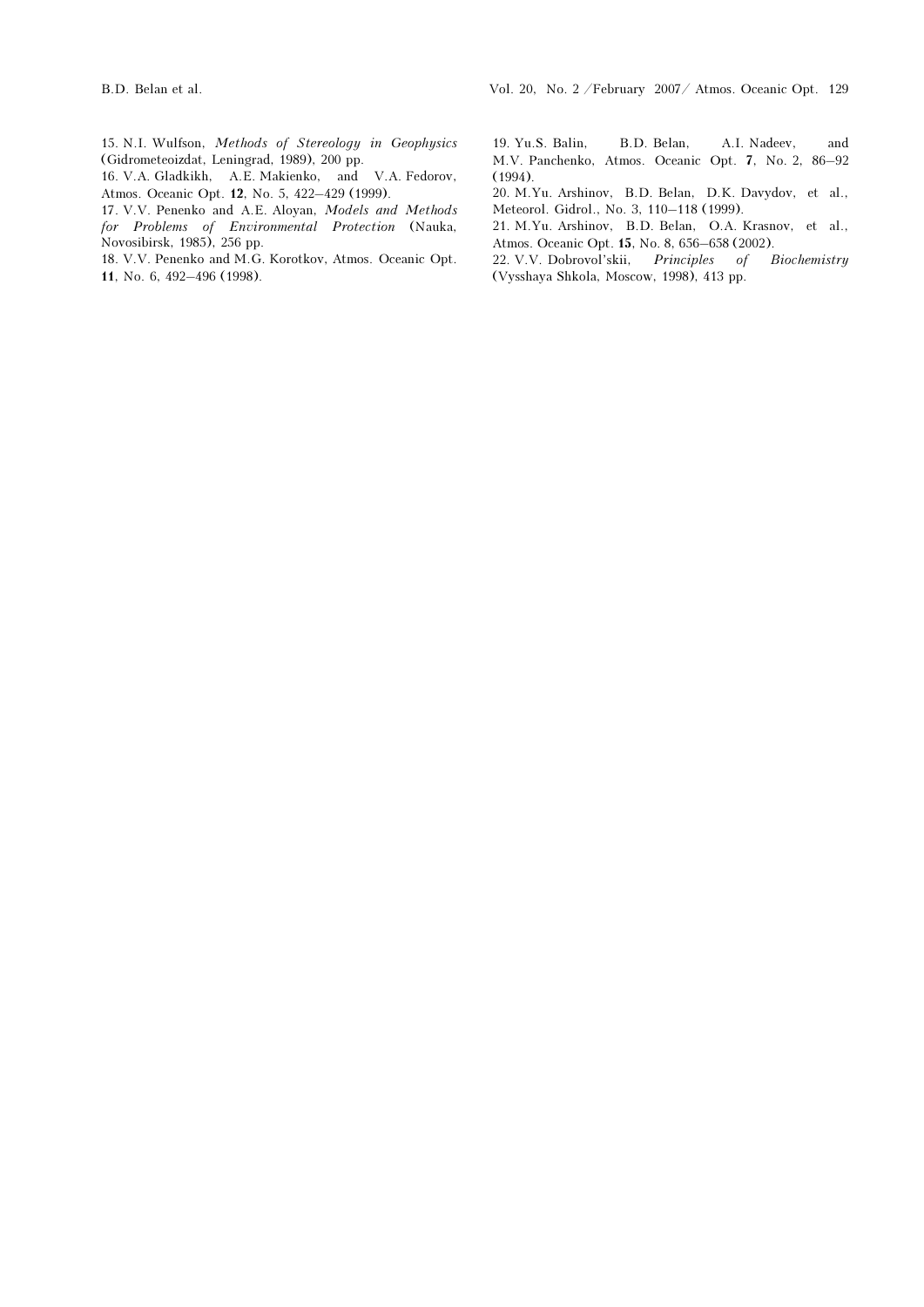15. N.I. Wulfson, *Methods of Stereology in Geophysics* (Gidrometeoizdat, Leningrad, 1989), 200 pp.

16. V.A. Gladkikh, A.E. Makienko, and V.A. Fedorov, Atmos. Oceanic Opt. **12**, No. 5, 422–429 (1999).

17. V.V. Penenko and A.E. Aloyan, *Models and Methods for Problems of Environmental Protection* (Nauka, Novosibirsk, 1985), 256 pp.

18. V.V. Penenko and M.G. Korotkov, Atmos. Oceanic Opt. **11**, No. 6, 492–496 (1998).

19. Yu.S. Balin, B.D. Belan, A.I. Nadeev, and M.V. Panchenko, Atmos. Oceanic Opt. **7**, No. 2, 86–92 (1994).

20. M.Yu. Arshinov, B.D. Belan, D.K. Davydov, et al., Meteorol. Gidrol., No. 3, 110–118 (1999).

21. M.Yu. Arshinov, B.D. Belan, O.A. Krasnov, et al., Atmos. Oceanic Opt. **15**, No. 8, 656–658 (2002).

22. V.V. Dobrovol'skii, *Principles of Biochemistry* (Vysshaya Shkola, Moscow, 1998), 413 pp.